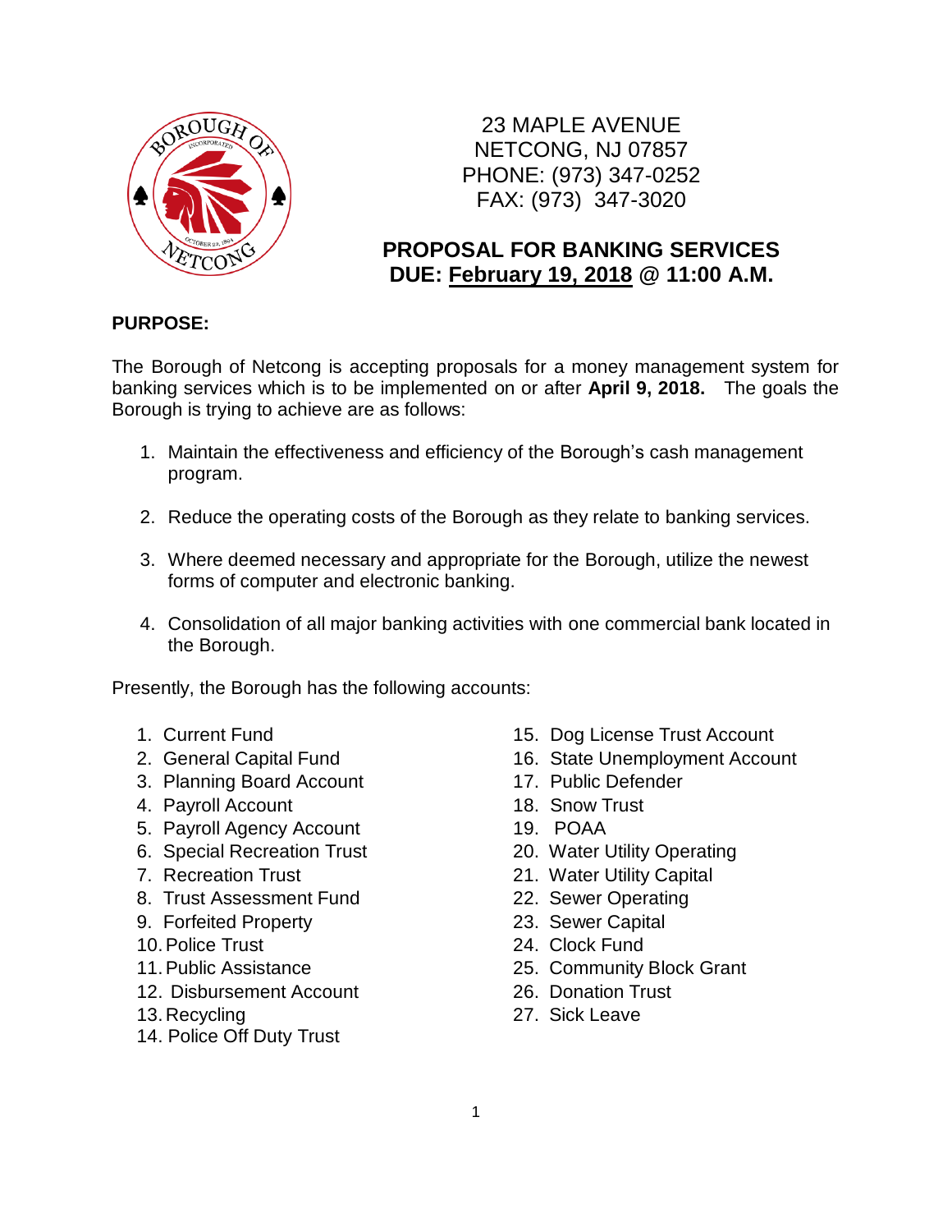23 MAPLE AVENUE
NETCONG, NJ 07857
PHONE: (973) 347-0252
FAX: (973) 347-3020

## PROPOSAL FOR BANKING SERVICES
## DUE: February 19, 2018 @ 11:00 A.M.

**PURPOSE:**

The Borough of Netcong is accepting proposals for a money management system for banking services which is to be implemented on or after **April 9, 2018.** The goals the Borough is trying to achieve are as follows:

1. Maintain the effectiveness and efficiency of the Borough's cash management program.
2. Reduce the operating costs of the Borough as they relate to banking services.
3. Where deemed necessary and appropriate for the Borough, utilize the newest forms of computer and electronic banking.
4. Consolidation of all major banking activities with one commercial bank located in the Borough.

Presently, the Borough has the following accounts:

1. Current Fund
2. General Capital Fund
3. Planning Board Account
4. Payroll Account
5. Payroll Agency Account
6. Special Recreation Trust
7. Recreation Trust
8. Trust Assessment Fund
9. Forfeited Property
10. Police Trust
11. Public Assistance
12. Disbursement Account
13. Recycling
14. Police Off Duty Trust
15. Dog License Trust Account
16. State Unemployment Account
17. Public Defender
18. Snow Trust
19. POAA
20. Water Utility Operating
21. Water Utility Capital
22. Sewer Operating
23. Sewer Capital
24. Clock Fund
25. Community Block Grant
26. Donation Trust
27. Sick Leave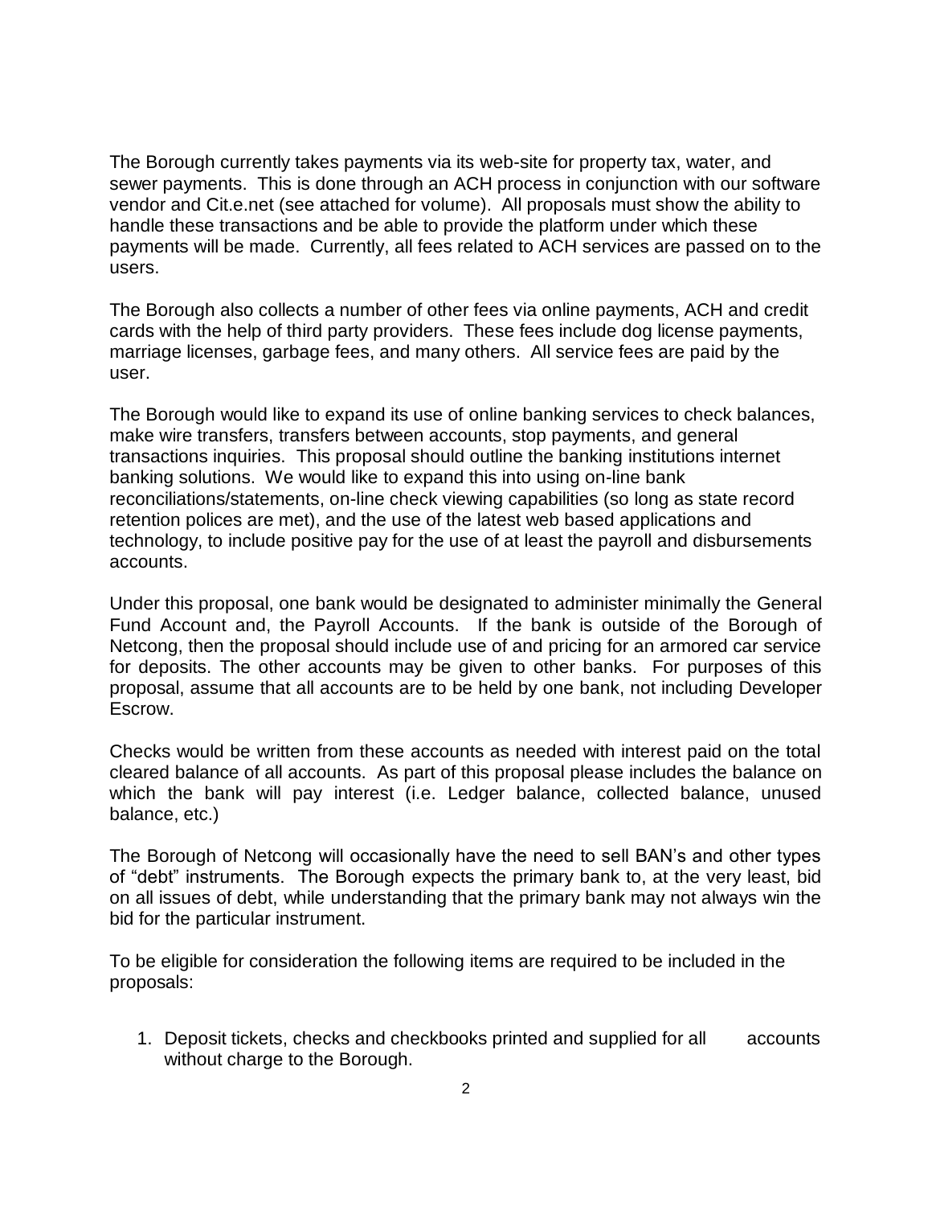The Borough currently takes payments via its web-site for property tax, water, and sewer payments. This is done through an ACH process in conjunction with our software vendor and Cit.e.net (see attached for volume). All proposals must show the ability to handle these transactions and be able to provide the platform under which these payments will be made. Currently, all fees related to ACH services are passed on to the users.

The Borough also collects a number of other fees via online payments, ACH and credit cards with the help of third party providers. These fees include dog license payments, marriage licenses, garbage fees, and many others. All service fees are paid by the user.

The Borough would like to expand its use of online banking services to check balances, make wire transfers, transfers between accounts, stop payments, and general transactions inquiries. This proposal should outline the banking institutions internet banking solutions. We would like to expand this into using on-line bank reconciliations/statements, on-line check viewing capabilities (so long as state record retention polices are met), and the use of the latest web based applications and technology, to include positive pay for the use of at least the payroll and disbursements accounts.

Under this proposal, one bank would be designated to administer minimally the General Fund Account and, the Payroll Accounts. If the bank is outside of the Borough of Netcong, then the proposal should include use of and pricing for an armored car service for deposits. The other accounts may be given to other banks. For purposes of this proposal, assume that all accounts are to be held by one bank, not including Developer Escrow.

Checks would be written from these accounts as needed with interest paid on the total cleared balance of all accounts. As part of this proposal please includes the balance on which the bank will pay interest (i.e. Ledger balance, collected balance, unused balance, etc.)

The Borough of Netcong will occasionally have the need to sell BAN's and other types of "debt" instruments. The Borough expects the primary bank to, at the very least, bid on all issues of debt, while understanding that the primary bank may not always win the bid for the particular instrument.

To be eligible for consideration the following items are required to be included in the proposals:

1. Deposit tickets, checks and checkbooks printed and supplied for all accounts without charge to the Borough.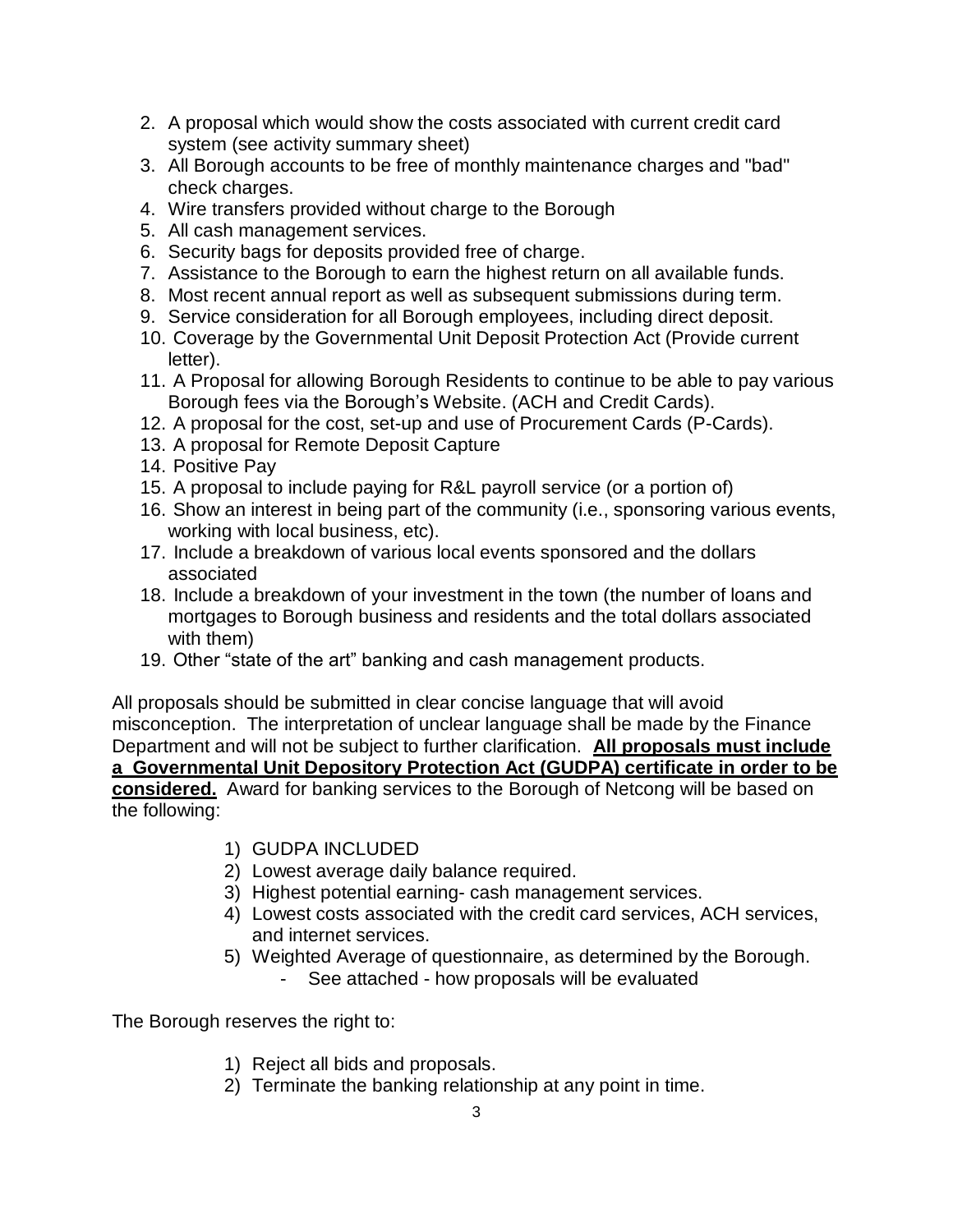2. A proposal which would show the costs associated with current credit card system (see activity summary sheet)
3. All Borough accounts to be free of monthly maintenance charges and "bad" check charges.
4. Wire transfers provided without charge to the Borough
5. All cash management services.
6. Security bags for deposits provided free of charge.
7. Assistance to the Borough to earn the highest return on all available funds.
8. Most recent annual report as well as subsequent submissions during term.
9. Service consideration for all Borough employees, including direct deposit.
10. Coverage by the Governmental Unit Deposit Protection Act (Provide current letter).
11. A Proposal for allowing Borough Residents to continue to be able to pay various Borough fees via the Borough's Website. (ACH and Credit Cards).
12. A proposal for the cost, set-up and use of Procurement Cards (P-Cards).
13. A proposal for Remote Deposit Capture
14. Positive Pay
15. A proposal to include paying for R&L payroll service (or a portion of)
16. Show an interest in being part of the community (i.e., sponsoring various events, working with local business, etc).
17. Include a breakdown of various local events sponsored and the dollars associated
18. Include a breakdown of your investment in the town (the number of loans and mortgages to Borough business and residents and the total dollars associated with them)
19. Other "state of the art" banking and cash management products.

All proposals should be submitted in clear concise language that will avoid misconception. The interpretation of unclear language shall be made by the Finance Department and will not be subject to further clarification. **All proposals must include a Governmental Unit Depository Protection Act (GUDPA) certificate in order to be considered.** Award for banking services to the Borough of Netcong will be based on the following:

1) GUDPA INCLUDED
2) Lowest average daily balance required.
3) Highest potential earning- cash management services.
4) Lowest costs associated with the credit card services, ACH services, and internet services.
5) Weighted Average of questionnaire, as determined by the Borough.
   - See attached - how proposals will be evaluated

The Borough reserves the right to:

1) Reject all bids and proposals.
2) Terminate the banking relationship at any point in time.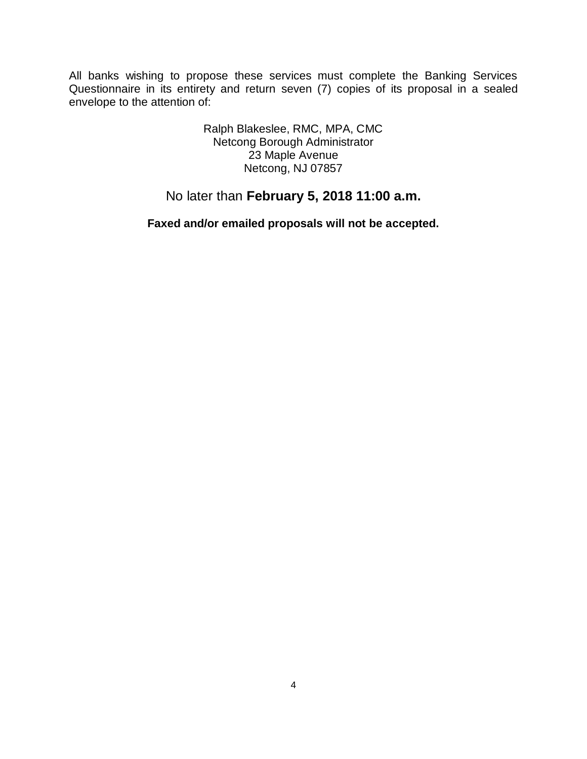All banks wishing to propose these services must complete the Banking Services Questionnaire in its entirety and return seven (7) copies of its proposal in a sealed envelope to the attention of:

Ralph Blakeslee, RMC, MPA, CMC
Netcong Borough Administrator
23 Maple Avenue
Netcong, NJ 07857

No later than **February 5, 2018 11:00 a.m.**

**Faxed and/or emailed proposals will not be accepted.**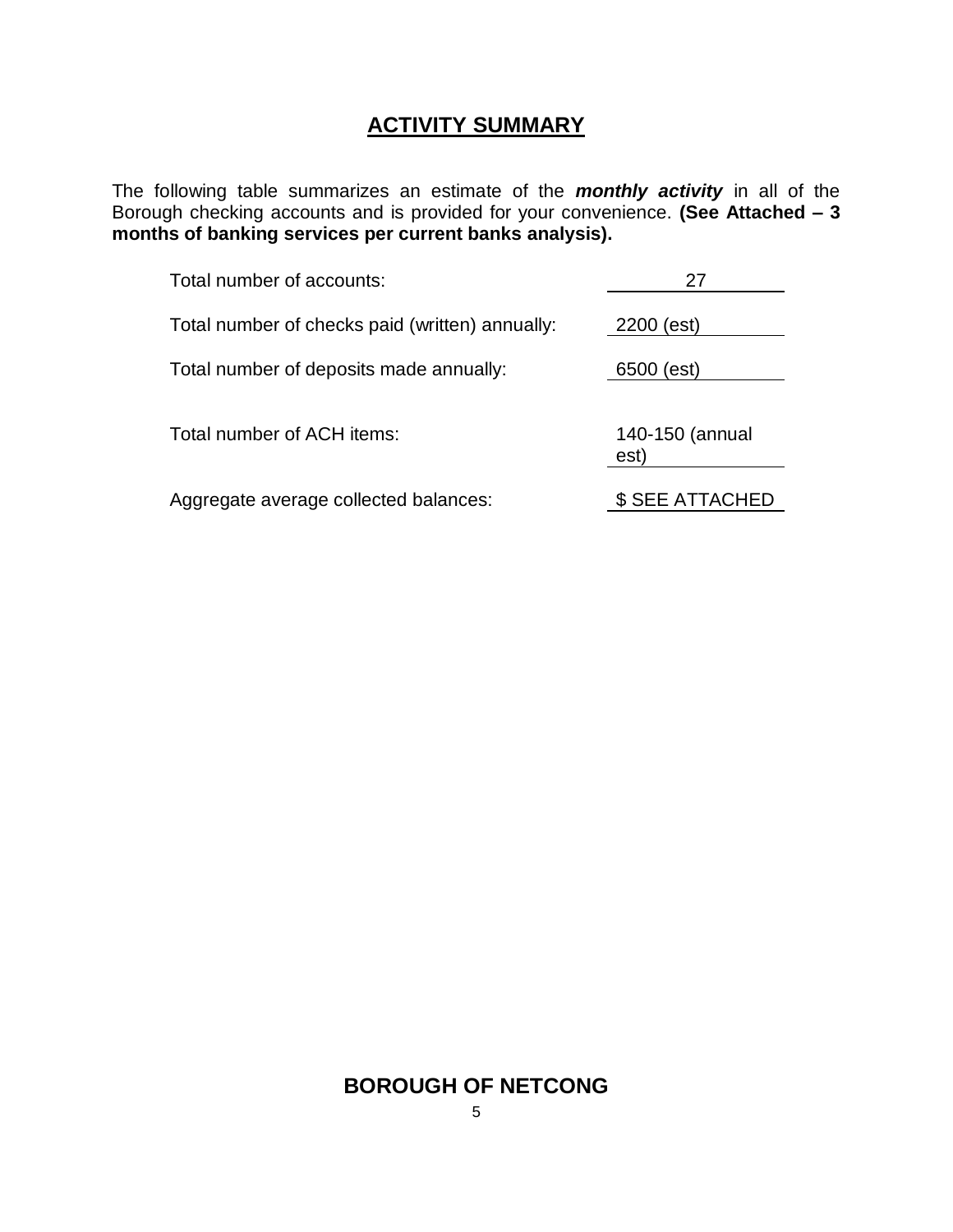## ACTIVITY SUMMARY

The following table summarizes an estimate of the ***monthly activity*** in all of the Borough checking accounts and is provided for your convenience. **(See Attached – 3 months of banking services per current banks analysis).**

| | |
|---|---|
| Total number of accounts: | 27 |
| Total number of checks paid (written) annually: | 2200 (est) |
| Total number of deposits made annually: | 6500 (est) |
| Total number of ACH items: | 140-150 (annual est) |
| Aggregate average collected balances: | $ SEE ATTACHED |

**BOROUGH OF NETCONG**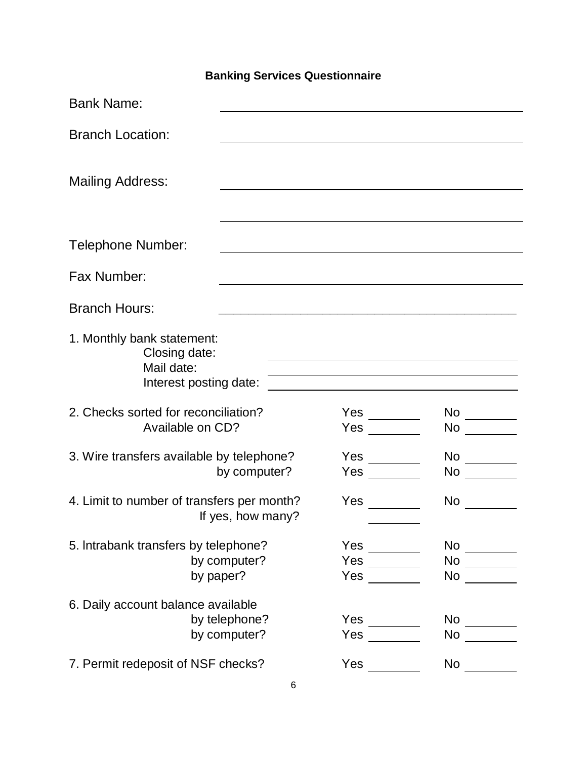**Banking Services Questionnaire**

Bank Name: ______________________________

Branch Location: ______________________________

Mailing Address: ______________________________

______________________________

Telephone Number: ______________________________

Fax Number: ______________________________

Branch Hours: ______________________________

1. Monthly bank statement:
   - Closing date: ______________________________
   - Mail date: ______________________________
   - Interest posting date: ______________________________

2. Checks sorted for reconciliation? Yes ________ No ________
   - Available on CD? Yes ________ No ________

3. Wire transfers available by telephone? Yes ________ No ________
   - by computer? Yes ________ No ________

4. Limit to number of transfers per month? Yes ________ No ________
   - If yes, how many? ________

5. Intrabank transfers by telephone? Yes ________ No ________
   - by computer? Yes ________ No ________
   - by paper? Yes ________ No ________

6. Daily account balance available
   - by telephone? Yes ________ No ________
   - by computer? Yes ________ No ________

7. Permit redeposit of NSF checks? Yes ________ No ________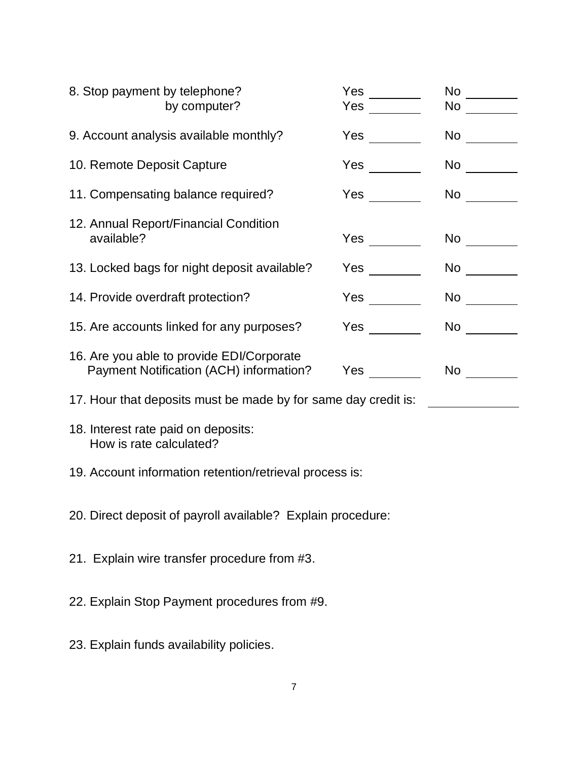8. Stop payment by telephone? Yes ________ No ________
by computer? Yes ________ No ________

9. Account analysis available monthly? Yes ________ No ________

10. Remote Deposit Capture Yes ________ No ________

11. Compensating balance required? Yes ________ No ________

12. Annual Report/Financial Condition available? Yes ________ No ________

13. Locked bags for night deposit available? Yes ________ No ________

14. Provide overdraft protection? Yes ________ No ________

15. Are accounts linked for any purposes? Yes ________ No ________

16. Are you able to provide EDI/Corporate Payment Notification (ACH) information? Yes ________ No ________

17. Hour that deposits must be made by for same day credit is: ____________

18. Interest rate paid on deposits:
How is rate calculated?

19. Account information retention/retrieval process is:

20. Direct deposit of payroll available? Explain procedure:

21. Explain wire transfer procedure from #3.

22. Explain Stop Payment procedures from #9.

23. Explain funds availability policies.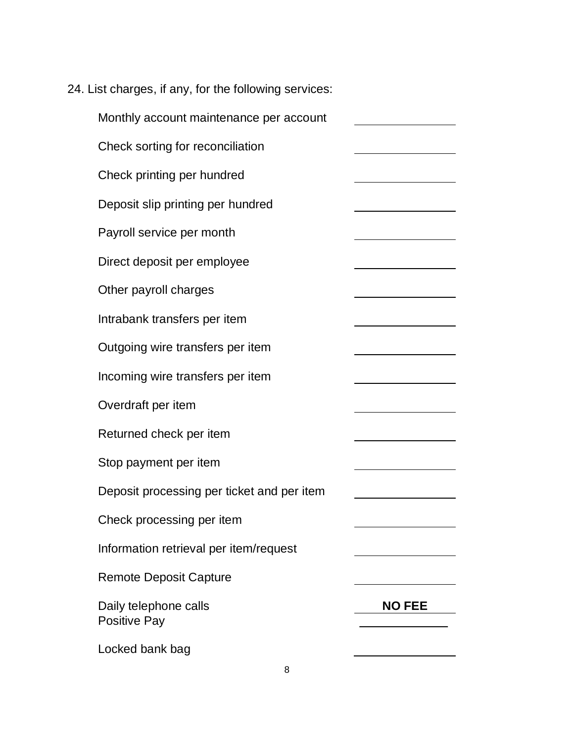24. List charges, if any, for the following services:

| Service | Charge |
|---|---|
| Monthly account maintenance per account | |
| Check sorting for reconciliation | |
| Check printing per hundred | |
| Deposit slip printing per hundred | |
| Payroll service per month | |
| Direct deposit per employee | |
| Other payroll charges | |
| Intrabank transfers per item | |
| Outgoing wire transfers per item | |
| Incoming wire transfers per item | |
| Overdraft per item | |
| Returned check per item | |
| Stop payment per item | |
| Deposit processing per ticket and per item | |
| Check processing per item | |
| Information retrieval per item/request | |
| Remote Deposit Capture | |
| Daily telephone calls | **NO FEE** |
| Positive Pay | |
| Locked bank bag | |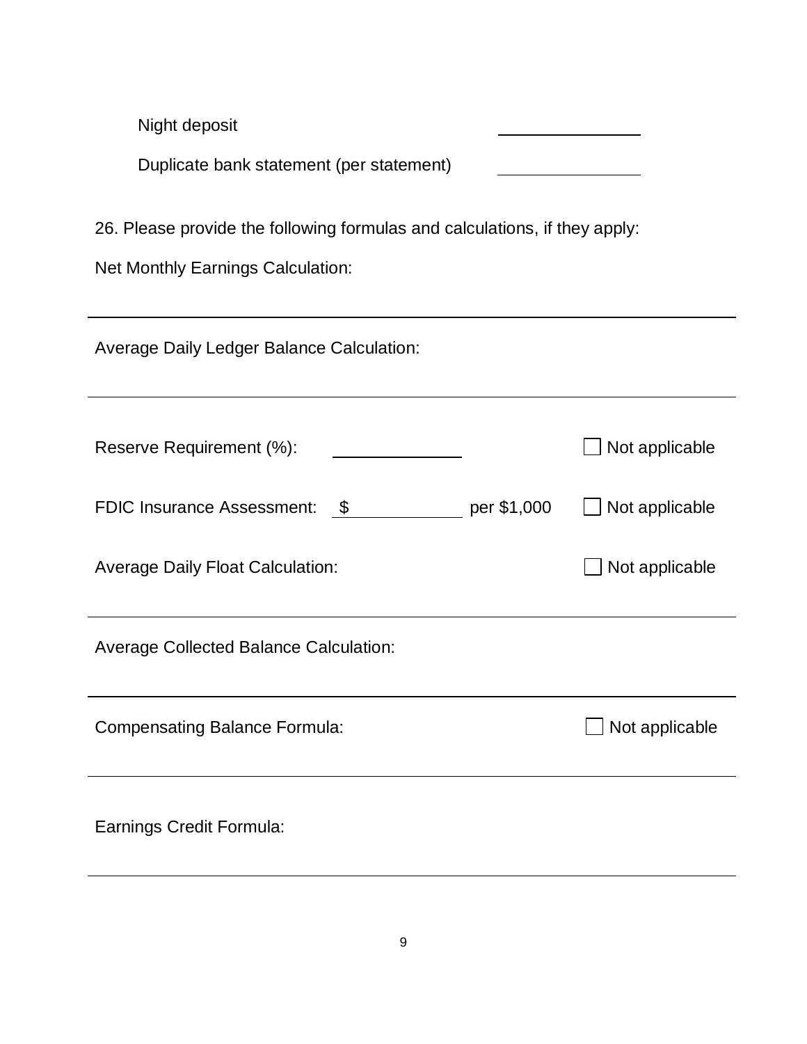Night deposit ________________

Duplicate bank statement (per statement) ________________

26. Please provide the following formulas and calculations, if they apply:

Net Monthly Earnings Calculation:

---

Average Daily Ledger Balance Calculation:

---

Reserve Requirement (%): ______________ ☐ Not applicable

FDIC Insurance Assessment: $ ____________ per $1,000 ☐ Not applicable

Average Daily Float Calculation: ☐ Not applicable

---

Average Collected Balance Calculation:

---

Compensating Balance Formula: ☐ Not applicable

---

Earnings Credit Formula:

---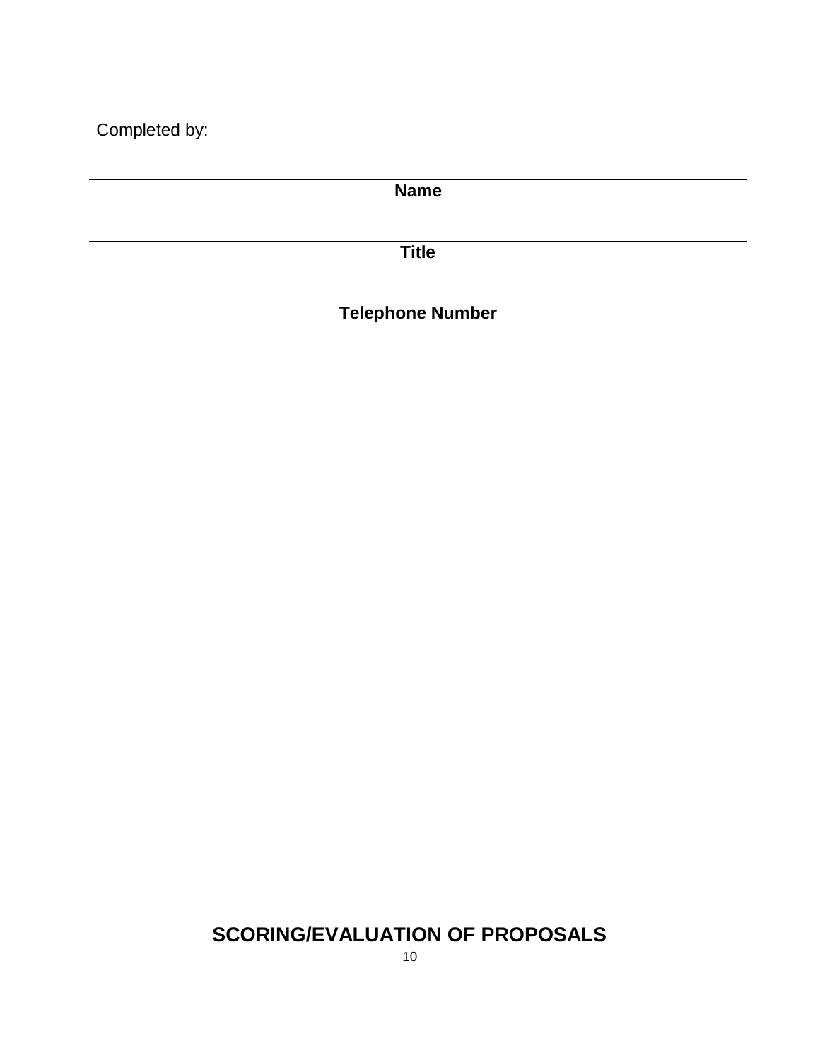Completed by:

---

**Name**

---

**Title**

---

**Telephone Number**

## SCORING/EVALUATION OF PROPOSALS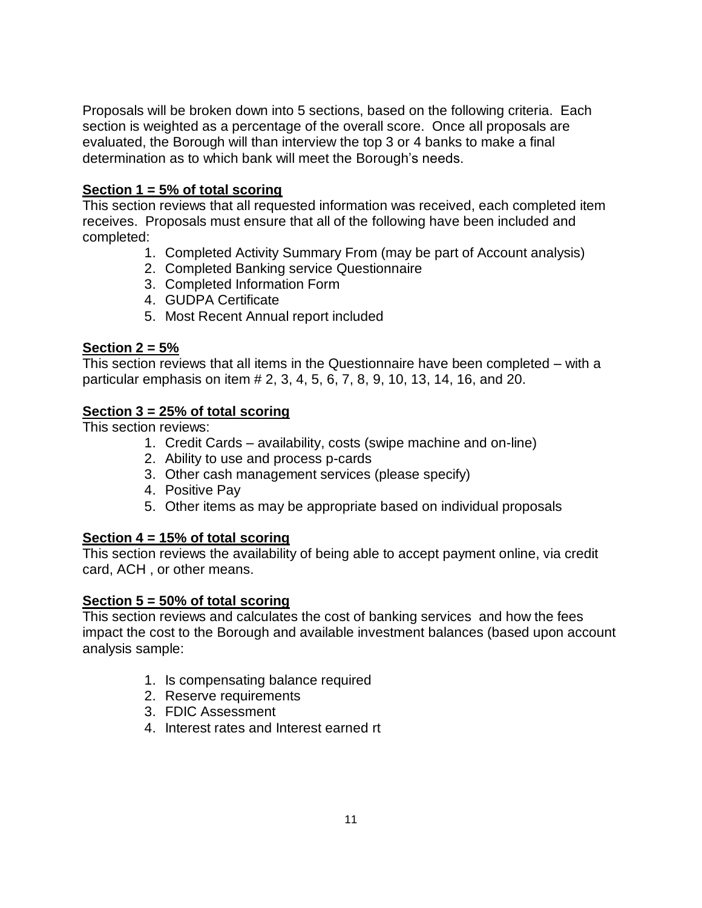Proposals will be broken down into 5 sections, based on the following criteria. Each section is weighted as a percentage of the overall score. Once all proposals are evaluated, the Borough will than interview the top 3 or 4 banks to make a final determination as to which bank will meet the Borough's needs.

**Section 1 = 5% of total scoring**

This section reviews that all requested information was received, each completed item receives. Proposals must ensure that all of the following have been included and completed:

1. Completed Activity Summary From (may be part of Account analysis)
2. Completed Banking service Questionnaire
3. Completed Information Form
4. GUDPA Certificate
5. Most Recent Annual report included

**Section 2 = 5%**

This section reviews that all items in the Questionnaire have been completed – with a particular emphasis on item # 2, 3, 4, 5, 6, 7, 8, 9, 10, 13, 14, 16, and 20.

**Section 3 = 25% of total scoring**

This section reviews:

1. Credit Cards – availability, costs (swipe machine and on-line)
2. Ability to use and process p-cards
3. Other cash management services (please specify)
4. Positive Pay
5. Other items as may be appropriate based on individual proposals

**Section 4 = 15% of total scoring**

This section reviews the availability of being able to accept payment online, via credit card, ACH , or other means.

**Section 5 = 50% of total scoring**

This section reviews and calculates the cost of banking services and how the fees impact the cost to the Borough and available investment balances (based upon account analysis sample:

1. Is compensating balance required
2. Reserve requirements
3. FDIC Assessment
4. Interest rates and Interest earned rt